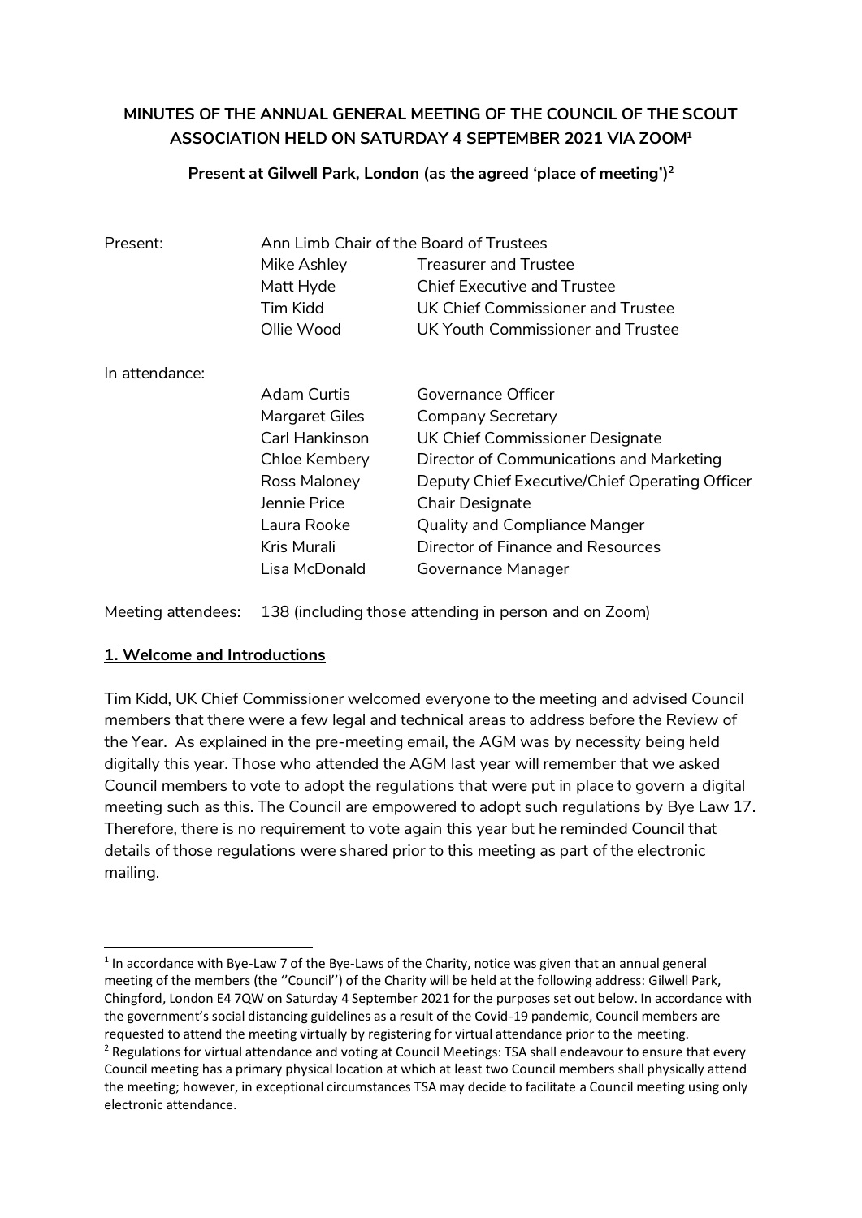**MINUTES OF THE ANNUAL GENERAL MEETING OF THE COUNCIL OF THE SCOUT ASSOCIATION HELD ON SATURDAY 4 SEPTEMBER 2021 VIA ZOOM[1]**

**Present at Gilwell Park, London (as the agreed 'place of meeting')[2]**

| | | |
|---|---|---|
| Present: | Ann Limb Chair of the Board of Trustees | |
| | Mike Ashley | Treasurer and Trustee |
| | Matt Hyde | Chief Executive and Trustee |
| | Tim Kidd | UK Chief Commissioner and Trustee |
| | Ollie Wood | UK Youth Commissioner and Trustee |
| In attendance: | | |
| | Adam Curtis | Governance Officer |
| | Margaret Giles | Company Secretary |
| | Carl Hankinson | UK Chief Commissioner Designate |
| | Chloe Kembery | Director of Communications and Marketing |
| | Ross Maloney | Deputy Chief Executive/Chief Operating Officer |
| | Jennie Price | Chair Designate |
| | Laura Rooke | Quality and Compliance Manger |
| | Kris Murali | Director of Finance and Resources |
| | Lisa McDonald | Governance Manager |

Meeting attendees: 138 (including those attending in person and on Zoom)

## 1. Welcome and Introductions

Tim Kidd, UK Chief Commissioner welcomed everyone to the meeting and advised Council members that there were a few legal and technical areas to address before the Review of the Year. As explained in the pre-meeting email, the AGM was by necessity being held digitally this year. Those who attended the AGM last year will remember that we asked Council members to vote to adopt the regulations that were put in place to govern a digital meeting such as this. The Council are empowered to adopt such regulations by Bye Law 17. Therefore, there is no requirement to vote again this year but he reminded Council that details of those regulations were shared prior to this meeting as part of the electronic mailing.

---

[1] In accordance with Bye-Law 7 of the Bye-Laws of the Charity, notice was given that an annual general meeting of the members (the ''Council'') of the Charity will be held at the following address: Gilwell Park, Chingford, London E4 7QW on Saturday 4 September 2021 for the purposes set out below. In accordance with the government's social distancing guidelines as a result of the Covid-19 pandemic, Council members are requested to attend the meeting virtually by registering for virtual attendance prior to the meeting.

[2] Regulations for virtual attendance and voting at Council Meetings: TSA shall endeavour to ensure that every Council meeting has a primary physical location at which at least two Council members shall physically attend the meeting; however, in exceptional circumstances TSA may decide to facilitate a Council meeting using only electronic attendance.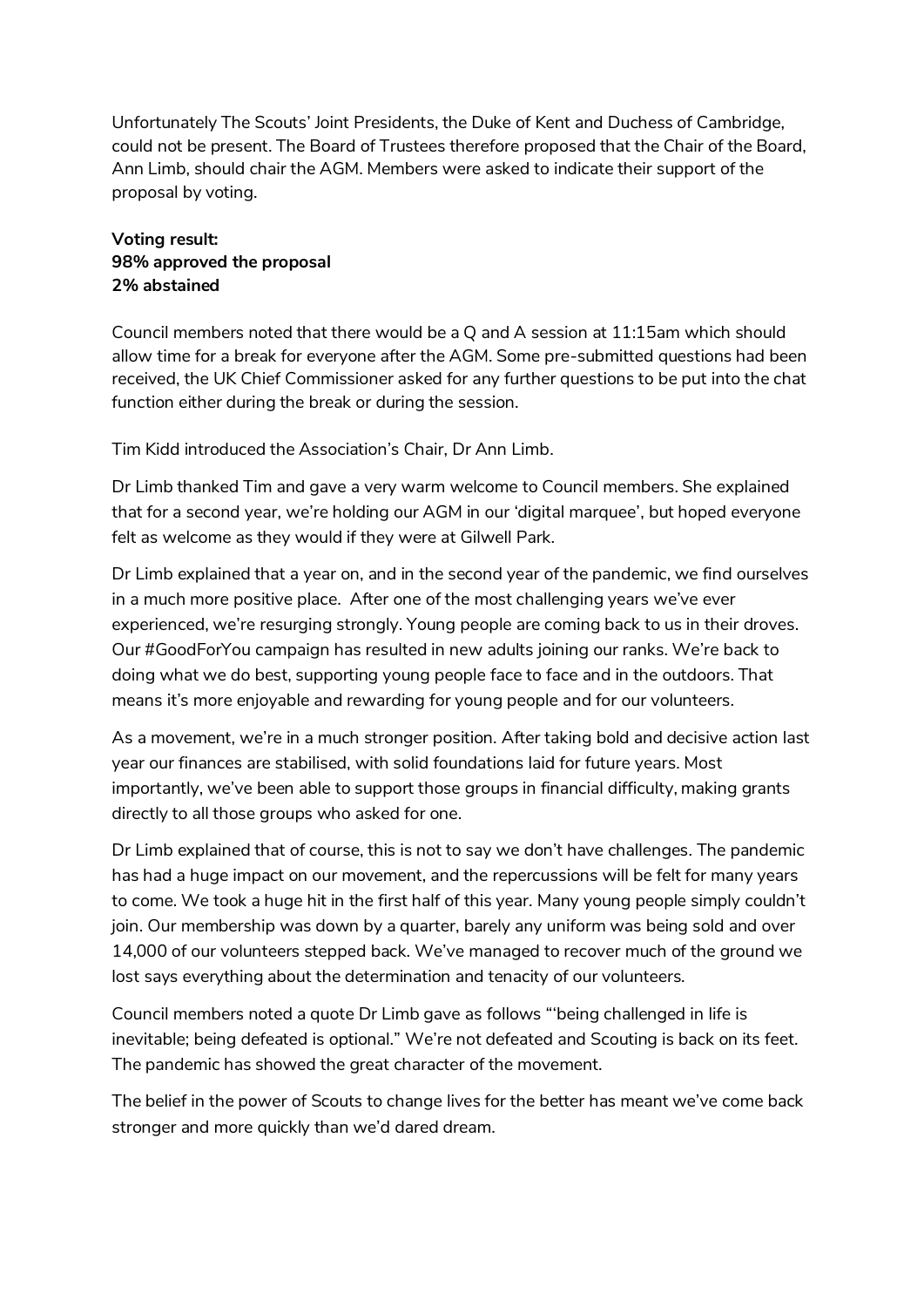Unfortunately The Scouts' Joint Presidents, the Duke of Kent and Duchess of Cambridge, could not be present. The Board of Trustees therefore proposed that the Chair of the Board, Ann Limb, should chair the AGM. Members were asked to indicate their support of the proposal by voting.

**Voting result:**
**98% approved the proposal**
**2% abstained**

Council members noted that there would be a Q and A session at 11:15am which should allow time for a break for everyone after the AGM. Some pre-submitted questions had been received, the UK Chief Commissioner asked for any further questions to be put into the chat function either during the break or during the session.

Tim Kidd introduced the Association's Chair, Dr Ann Limb.

Dr Limb thanked Tim and gave a very warm welcome to Council members. She explained that for a second year, we're holding our AGM in our 'digital marquee', but hoped everyone felt as welcome as they would if they were at Gilwell Park.

Dr Limb explained that a year on, and in the second year of the pandemic, we find ourselves in a much more positive place. After one of the most challenging years we've ever experienced, we're resurging strongly. Young people are coming back to us in their droves. Our #GoodForYou campaign has resulted in new adults joining our ranks. We're back to doing what we do best, supporting young people face to face and in the outdoors. That means it's more enjoyable and rewarding for young people and for our volunteers.

As a movement, we're in a much stronger position. After taking bold and decisive action last year our finances are stabilised, with solid foundations laid for future years. Most importantly, we've been able to support those groups in financial difficulty, making grants directly to all those groups who asked for one.

Dr Limb explained that of course, this is not to say we don't have challenges. The pandemic has had a huge impact on our movement, and the repercussions will be felt for many years to come. We took a huge hit in the first half of this year. Many young people simply couldn't join. Our membership was down by a quarter, barely any uniform was being sold and over 14,000 of our volunteers stepped back. We've managed to recover much of the ground we lost says everything about the determination and tenacity of our volunteers.

Council members noted a quote Dr Limb gave as follows "'being challenged in life is inevitable; being defeated is optional." We're not defeated and Scouting is back on its feet. The pandemic has showed the great character of the movement.

The belief in the power of Scouts to change lives for the better has meant we've come back stronger and more quickly than we'd dared dream.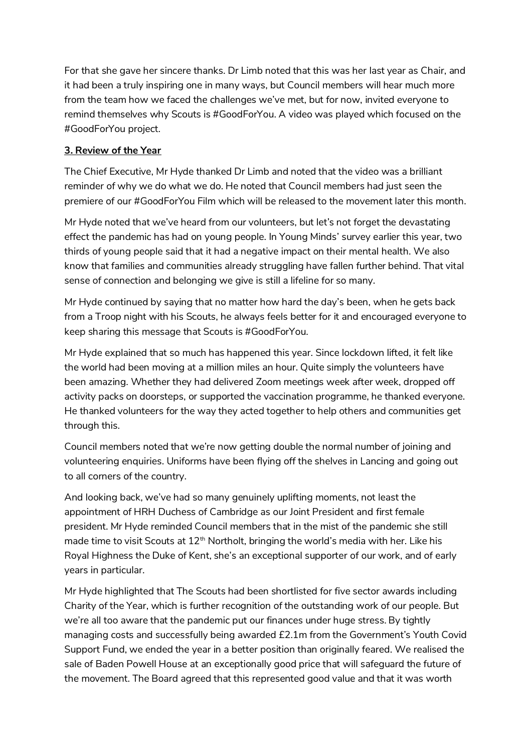For that she gave her sincere thanks. Dr Limb noted that this was her last year as Chair, and it had been a truly inspiring one in many ways, but Council members will hear much more from the team how we faced the challenges we've met, but for now, invited everyone to remind themselves why Scouts is #GoodForYou. A video was played which focused on the #GoodForYou project.

**3. Review of the Year**

The Chief Executive, Mr Hyde thanked Dr Limb and noted that the video was a brilliant reminder of why we do what we do. He noted that Council members had just seen the premiere of our #GoodForYou Film which will be released to the movement later this month.

Mr Hyde noted that we've heard from our volunteers, but let's not forget the devastating effect the pandemic has had on young people. In Young Minds' survey earlier this year, two thirds of young people said that it had a negative impact on their mental health. We also know that families and communities already struggling have fallen further behind. That vital sense of connection and belonging we give is still a lifeline for so many.

Mr Hyde continued by saying that no matter how hard the day's been, when he gets back from a Troop night with his Scouts, he always feels better for it and encouraged everyone to keep sharing this message that Scouts is #GoodForYou.

Mr Hyde explained that so much has happened this year. Since lockdown lifted, it felt like the world had been moving at a million miles an hour. Quite simply the volunteers have been amazing. Whether they had delivered Zoom meetings week after week, dropped off activity packs on doorsteps, or supported the vaccination programme, he thanked everyone. He thanked volunteers for the way they acted together to help others and communities get through this.

Council members noted that we're now getting double the normal number of joining and volunteering enquiries. Uniforms have been flying off the shelves in Lancing and going out to all corners of the country.

And looking back, we've had so many genuinely uplifting moments, not least the appointment of HRH Duchess of Cambridge as our Joint President and first female president. Mr Hyde reminded Council members that in the mist of the pandemic she still made time to visit Scouts at 12th Northolt, bringing the world's media with her. Like his Royal Highness the Duke of Kent, she's an exceptional supporter of our work, and of early years in particular.

Mr Hyde highlighted that The Scouts had been shortlisted for five sector awards including Charity of the Year, which is further recognition of the outstanding work of our people. But we're all too aware that the pandemic put our finances under huge stress. By tightly managing costs and successfully being awarded £2.1m from the Government's Youth Covid Support Fund, we ended the year in a better position than originally feared. We realised the sale of Baden Powell House at an exceptionally good price that will safeguard the future of the movement. The Board agreed that this represented good value and that it was worth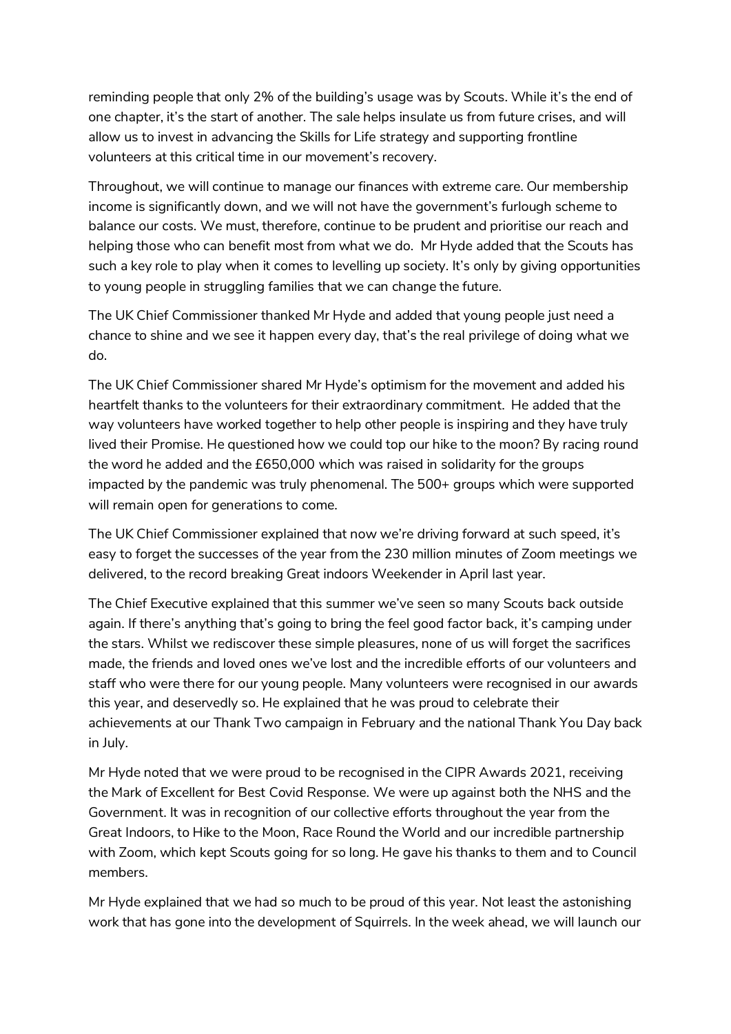reminding people that only 2% of the building's usage was by Scouts. While it's the end of one chapter, it's the start of another. The sale helps insulate us from future crises, and will allow us to invest in advancing the Skills for Life strategy and supporting frontline volunteers at this critical time in our movement's recovery.

Throughout, we will continue to manage our finances with extreme care. Our membership income is significantly down, and we will not have the government's furlough scheme to balance our costs. We must, therefore, continue to be prudent and prioritise our reach and helping those who can benefit most from what we do. Mr Hyde added that the Scouts has such a key role to play when it comes to levelling up society. It's only by giving opportunities to young people in struggling families that we can change the future.

The UK Chief Commissioner thanked Mr Hyde and added that young people just need a chance to shine and we see it happen every day, that's the real privilege of doing what we do.

The UK Chief Commissioner shared Mr Hyde's optimism for the movement and added his heartfelt thanks to the volunteers for their extraordinary commitment. He added that the way volunteers have worked together to help other people is inspiring and they have truly lived their Promise. He questioned how we could top our hike to the moon? By racing round the word he added and the £650,000 which was raised in solidarity for the groups impacted by the pandemic was truly phenomenal. The 500+ groups which were supported will remain open for generations to come.

The UK Chief Commissioner explained that now we're driving forward at such speed, it's easy to forget the successes of the year from the 230 million minutes of Zoom meetings we delivered, to the record breaking Great indoors Weekender in April last year.

The Chief Executive explained that this summer we've seen so many Scouts back outside again. If there's anything that's going to bring the feel good factor back, it's camping under the stars. Whilst we rediscover these simple pleasures, none of us will forget the sacrifices made, the friends and loved ones we've lost and the incredible efforts of our volunteers and staff who were there for our young people. Many volunteers were recognised in our awards this year, and deservedly so. He explained that he was proud to celebrate their achievements at our Thank Two campaign in February and the national Thank You Day back in July.

Mr Hyde noted that we were proud to be recognised in the CIPR Awards 2021, receiving the Mark of Excellent for Best Covid Response. We were up against both the NHS and the Government. It was in recognition of our collective efforts throughout the year from the Great Indoors, to Hike to the Moon, Race Round the World and our incredible partnership with Zoom, which kept Scouts going for so long. He gave his thanks to them and to Council members.

Mr Hyde explained that we had so much to be proud of this year. Not least the astonishing work that has gone into the development of Squirrels. In the week ahead, we will launch our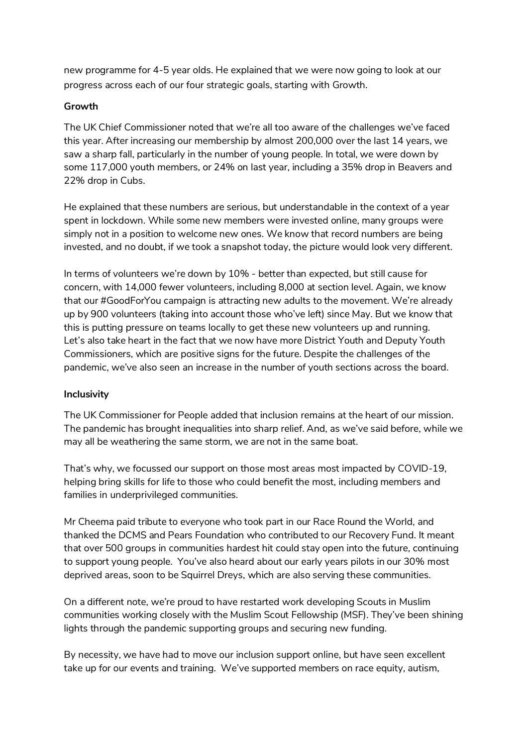new programme for 4-5 year olds. He explained that we were now going to look at our progress across each of our four strategic goals, starting with Growth.

**Growth**

The UK Chief Commissioner noted that we're all too aware of the challenges we've faced this year. After increasing our membership by almost 200,000 over the last 14 years, we saw a sharp fall, particularly in the number of young people. In total, we were down by some 117,000 youth members, or 24% on last year, including a 35% drop in Beavers and 22% drop in Cubs.

He explained that these numbers are serious, but understandable in the context of a year spent in lockdown. While some new members were invested online, many groups were simply not in a position to welcome new ones. We know that record numbers are being invested, and no doubt, if we took a snapshot today, the picture would look very different.

In terms of volunteers we're down by 10% - better than expected, but still cause for concern, with 14,000 fewer volunteers, including 8,000 at section level. Again, we know that our #GoodForYou campaign is attracting new adults to the movement. We're already up by 900 volunteers (taking into account those who've left) since May. But we know that this is putting pressure on teams locally to get these new volunteers up and running. Let's also take heart in the fact that we now have more District Youth and Deputy Youth Commissioners, which are positive signs for the future. Despite the challenges of the pandemic, we've also seen an increase in the number of youth sections across the board.

**Inclusivity**

The UK Commissioner for People added that inclusion remains at the heart of our mission. The pandemic has brought inequalities into sharp relief. And, as we've said before, while we may all be weathering the same storm, we are not in the same boat.

That's why, we focussed our support on those most areas most impacted by COVID-19, helping bring skills for life to those who could benefit the most, including members and families in underprivileged communities.

Mr Cheema paid tribute to everyone who took part in our Race Round the World, and thanked the DCMS and Pears Foundation who contributed to our Recovery Fund. It meant that over 500 groups in communities hardest hit could stay open into the future, continuing to support young people. You've also heard about our early years pilots in our 30% most deprived areas, soon to be Squirrel Dreys, which are also serving these communities.

On a different note, we're proud to have restarted work developing Scouts in Muslim communities working closely with the Muslim Scout Fellowship (MSF). They've been shining lights through the pandemic supporting groups and securing new funding.

By necessity, we have had to move our inclusion support online, but have seen excellent take up for our events and training. We've supported members on race equity, autism,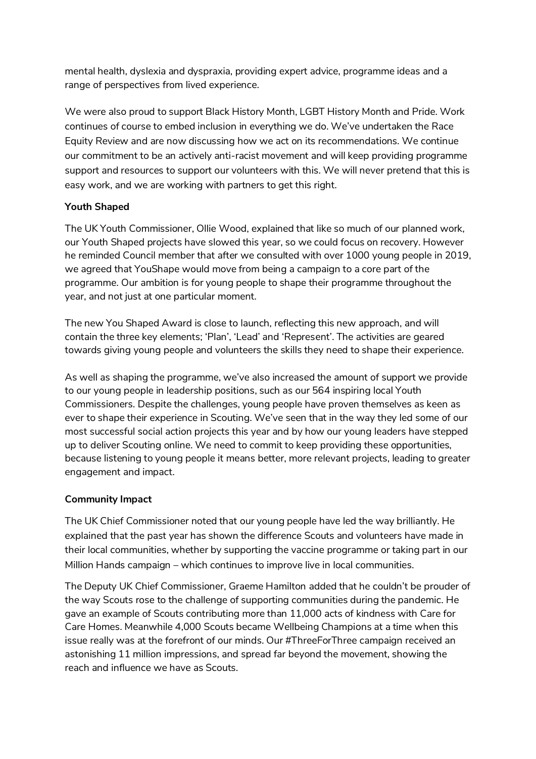mental health, dyslexia and dyspraxia, providing expert advice, programme ideas and a range of perspectives from lived experience.

We were also proud to support Black History Month, LGBT History Month and Pride. Work continues of course to embed inclusion in everything we do. We've undertaken the Race Equity Review and are now discussing how we act on its recommendations. We continue our commitment to be an actively anti-racist movement and will keep providing programme support and resources to support our volunteers with this. We will never pretend that this is easy work, and we are working with partners to get this right.

**Youth Shaped**

The UK Youth Commissioner, Ollie Wood, explained that like so much of our planned work, our Youth Shaped projects have slowed this year, so we could focus on recovery. However he reminded Council member that after we consulted with over 1000 young people in 2019, we agreed that YouShape would move from being a campaign to a core part of the programme. Our ambition is for young people to shape their programme throughout the year, and not just at one particular moment.

The new You Shaped Award is close to launch, reflecting this new approach, and will contain the three key elements; 'Plan', 'Lead' and 'Represent'. The activities are geared towards giving young people and volunteers the skills they need to shape their experience.

As well as shaping the programme, we've also increased the amount of support we provide to our young people in leadership positions, such as our 564 inspiring local Youth Commissioners. Despite the challenges, young people have proven themselves as keen as ever to shape their experience in Scouting. We've seen that in the way they led some of our most successful social action projects this year and by how our young leaders have stepped up to deliver Scouting online. We need to commit to keep providing these opportunities, because listening to young people it means better, more relevant projects, leading to greater engagement and impact.

**Community Impact**

The UK Chief Commissioner noted that our young people have led the way brilliantly. He explained that the past year has shown the difference Scouts and volunteers have made in their local communities, whether by supporting the vaccine programme or taking part in our Million Hands campaign – which continues to improve live in local communities.

The Deputy UK Chief Commissioner, Graeme Hamilton added that he couldn't be prouder of the way Scouts rose to the challenge of supporting communities during the pandemic. He gave an example of Scouts contributing more than 11,000 acts of kindness with Care for Care Homes. Meanwhile 4,000 Scouts became Wellbeing Champions at a time when this issue really was at the forefront of our minds. Our #ThreeForThree campaign received an astonishing 11 million impressions, and spread far beyond the movement, showing the reach and influence we have as Scouts.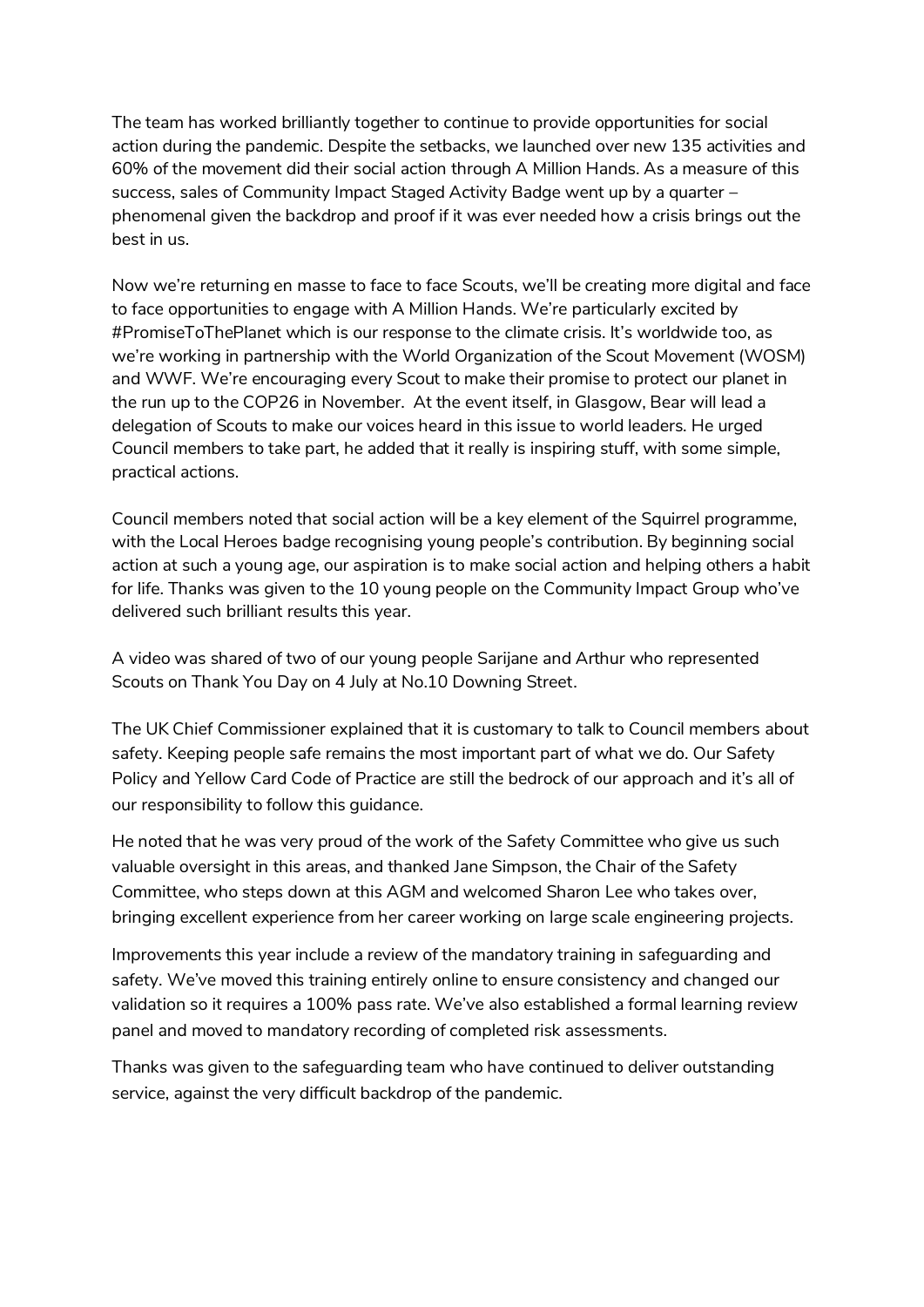The team has worked brilliantly together to continue to provide opportunities for social action during the pandemic. Despite the setbacks, we launched over new 135 activities and 60% of the movement did their social action through A Million Hands. As a measure of this success, sales of Community Impact Staged Activity Badge went up by a quarter – phenomenal given the backdrop and proof if it was ever needed how a crisis brings out the best in us.

Now we're returning en masse to face to face Scouts, we'll be creating more digital and face to face opportunities to engage with A Million Hands. We're particularly excited by #PromiseToThePlanet which is our response to the climate crisis. It's worldwide too, as we're working in partnership with the World Organization of the Scout Movement (WOSM) and WWF. We're encouraging every Scout to make their promise to protect our planet in the run up to the COP26 in November. At the event itself, in Glasgow, Bear will lead a delegation of Scouts to make our voices heard in this issue to world leaders. He urged Council members to take part, he added that it really is inspiring stuff, with some simple, practical actions.

Council members noted that social action will be a key element of the Squirrel programme, with the Local Heroes badge recognising young people's contribution. By beginning social action at such a young age, our aspiration is to make social action and helping others a habit for life. Thanks was given to the 10 young people on the Community Impact Group who've delivered such brilliant results this year.

A video was shared of two of our young people Sarijane and Arthur who represented Scouts on Thank You Day on 4 July at No.10 Downing Street.

The UK Chief Commissioner explained that it is customary to talk to Council members about safety. Keeping people safe remains the most important part of what we do. Our Safety Policy and Yellow Card Code of Practice are still the bedrock of our approach and it's all of our responsibility to follow this guidance.

He noted that he was very proud of the work of the Safety Committee who give us such valuable oversight in this areas, and thanked Jane Simpson, the Chair of the Safety Committee, who steps down at this AGM and welcomed Sharon Lee who takes over, bringing excellent experience from her career working on large scale engineering projects.

Improvements this year include a review of the mandatory training in safeguarding and safety. We've moved this training entirely online to ensure consistency and changed our validation so it requires a 100% pass rate. We've also established a formal learning review panel and moved to mandatory recording of completed risk assessments.

Thanks was given to the safeguarding team who have continued to deliver outstanding service, against the very difficult backdrop of the pandemic.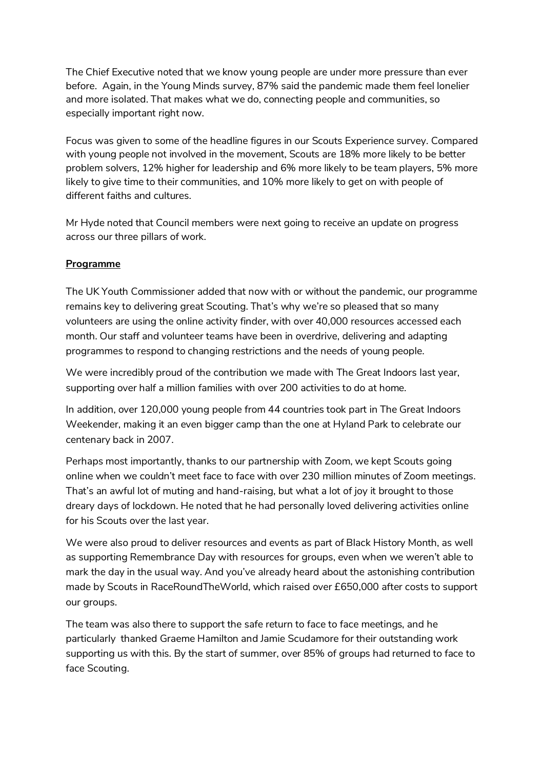The Chief Executive noted that we know young people are under more pressure than ever before. Again, in the Young Minds survey, 87% said the pandemic made them feel lonelier and more isolated. That makes what we do, connecting people and communities, so especially important right now.

Focus was given to some of the headline figures in our Scouts Experience survey. Compared with young people not involved in the movement, Scouts are 18% more likely to be better problem solvers, 12% higher for leadership and 6% more likely to be team players, 5% more likely to give time to their communities, and 10% more likely to get on with people of different faiths and cultures.

Mr Hyde noted that Council members were next going to receive an update on progress across our three pillars of work.

**Programme**

The UK Youth Commissioner added that now with or without the pandemic, our programme remains key to delivering great Scouting. That's why we're so pleased that so many volunteers are using the online activity finder, with over 40,000 resources accessed each month. Our staff and volunteer teams have been in overdrive, delivering and adapting programmes to respond to changing restrictions and the needs of young people.

We were incredibly proud of the contribution we made with The Great Indoors last year, supporting over half a million families with over 200 activities to do at home.

In addition, over 120,000 young people from 44 countries took part in The Great Indoors Weekender, making it an even bigger camp than the one at Hyland Park to celebrate our centenary back in 2007.

Perhaps most importantly, thanks to our partnership with Zoom, we kept Scouts going online when we couldn't meet face to face with over 230 million minutes of Zoom meetings. That's an awful lot of muting and hand-raising, but what a lot of joy it brought to those dreary days of lockdown. He noted that he had personally loved delivering activities online for his Scouts over the last year.

We were also proud to deliver resources and events as part of Black History Month, as well as supporting Remembrance Day with resources for groups, even when we weren't able to mark the day in the usual way. And you've already heard about the astonishing contribution made by Scouts in RaceRoundTheWorld, which raised over £650,000 after costs to support our groups.

The team was also there to support the safe return to face to face meetings, and he particularly thanked Graeme Hamilton and Jamie Scudamore for their outstanding work supporting us with this. By the start of summer, over 85% of groups had returned to face to face Scouting.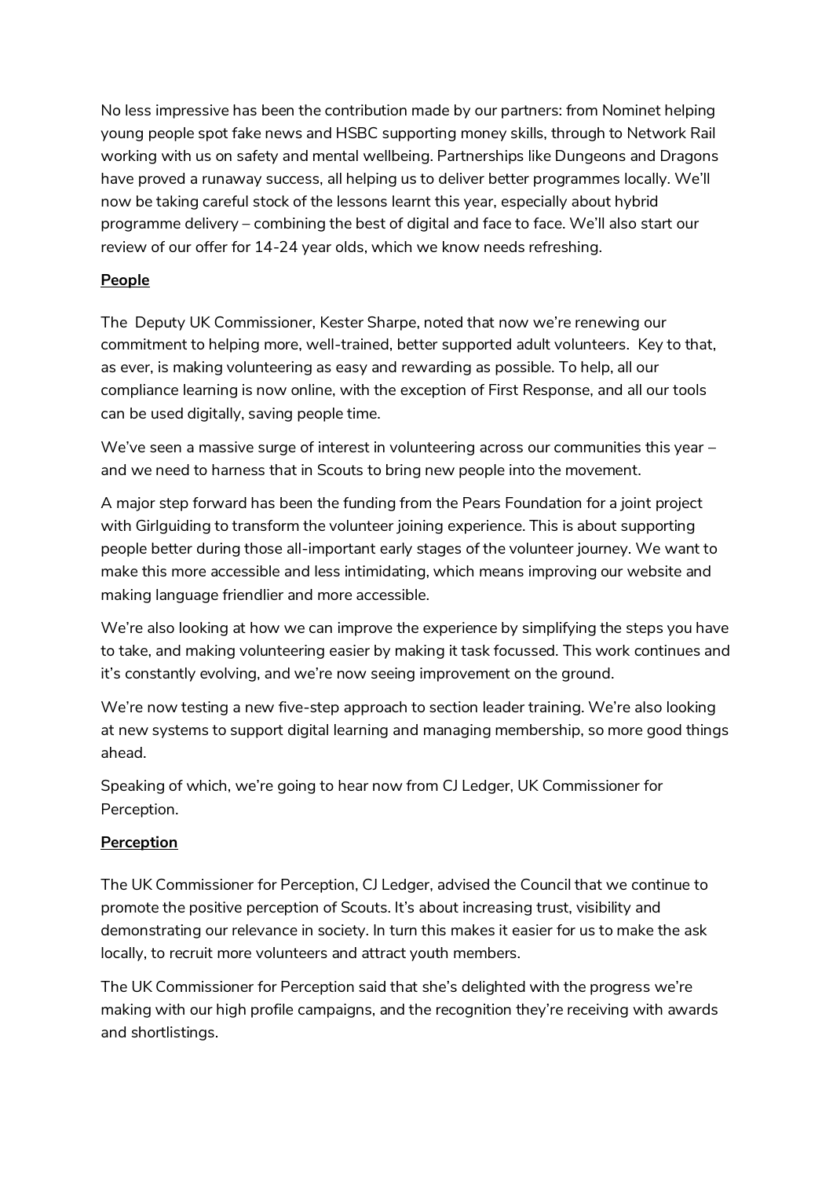No less impressive has been the contribution made by our partners: from Nominet helping young people spot fake news and HSBC supporting money skills, through to Network Rail working with us on safety and mental wellbeing. Partnerships like Dungeons and Dragons have proved a runaway success, all helping us to deliver better programmes locally. We'll now be taking careful stock of the lessons learnt this year, especially about hybrid programme delivery – combining the best of digital and face to face. We'll also start our review of our offer for 14-24 year olds, which we know needs refreshing.

**People**

The Deputy UK Commissioner, Kester Sharpe, noted that now we're renewing our commitment to helping more, well-trained, better supported adult volunteers. Key to that, as ever, is making volunteering as easy and rewarding as possible. To help, all our compliance learning is now online, with the exception of First Response, and all our tools can be used digitally, saving people time.

We've seen a massive surge of interest in volunteering across our communities this year – and we need to harness that in Scouts to bring new people into the movement.

A major step forward has been the funding from the Pears Foundation for a joint project with Girlguiding to transform the volunteer joining experience. This is about supporting people better during those all-important early stages of the volunteer journey. We want to make this more accessible and less intimidating, which means improving our website and making language friendlier and more accessible.

We're also looking at how we can improve the experience by simplifying the steps you have to take, and making volunteering easier by making it task focussed. This work continues and it's constantly evolving, and we're now seeing improvement on the ground.

We're now testing a new five-step approach to section leader training. We're also looking at new systems to support digital learning and managing membership, so more good things ahead.

Speaking of which, we're going to hear now from CJ Ledger, UK Commissioner for Perception.

**Perception**

The UK Commissioner for Perception, CJ Ledger, advised the Council that we continue to promote the positive perception of Scouts. It's about increasing trust, visibility and demonstrating our relevance in society. In turn this makes it easier for us to make the ask locally, to recruit more volunteers and attract youth members.

The UK Commissioner for Perception said that she's delighted with the progress we're making with our high profile campaigns, and the recognition they're receiving with awards and shortlistings.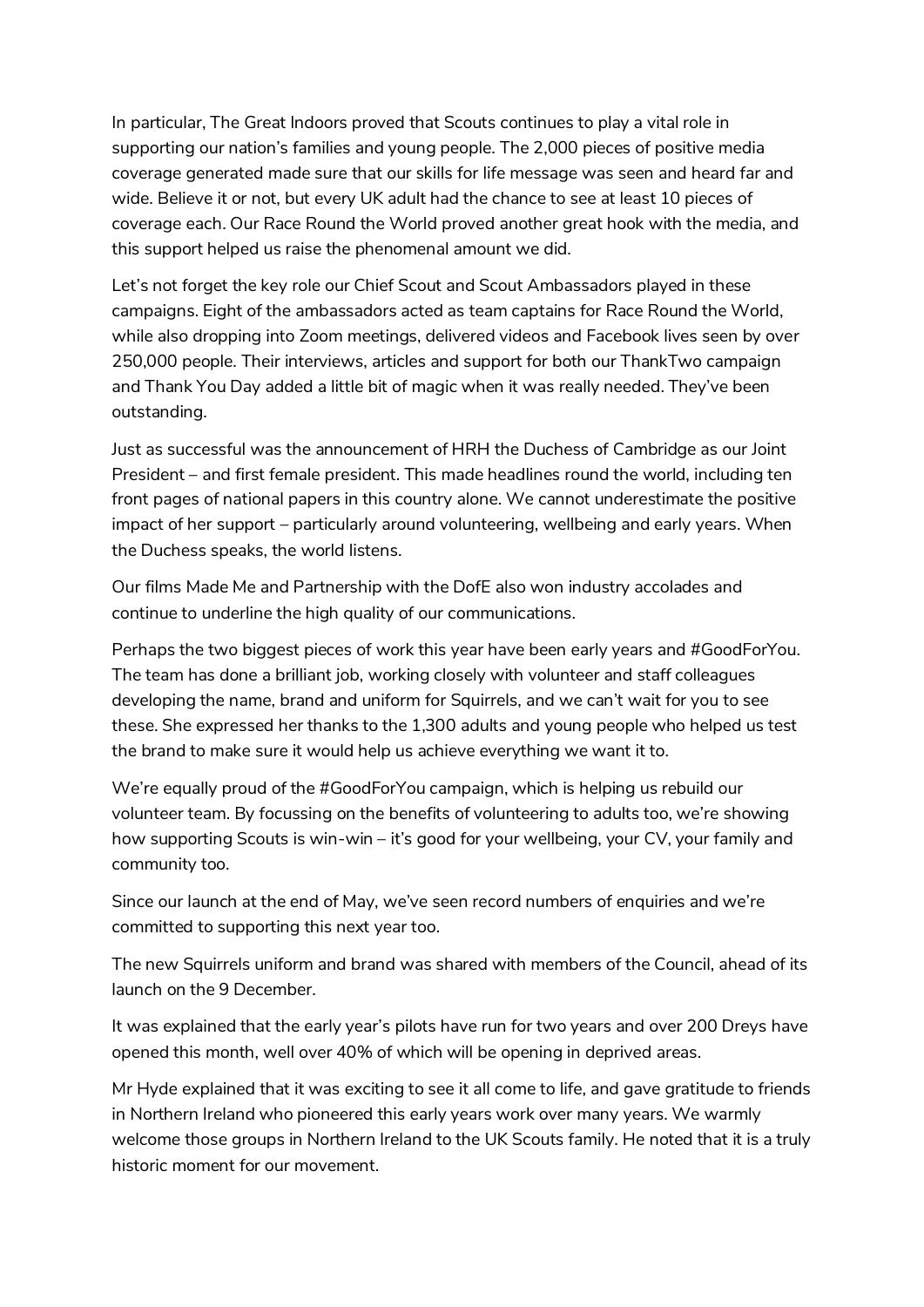In particular, The Great Indoors proved that Scouts continues to play a vital role in supporting our nation's families and young people. The 2,000 pieces of positive media coverage generated made sure that our skills for life message was seen and heard far and wide. Believe it or not, but every UK adult had the chance to see at least 10 pieces of coverage each. Our Race Round the World proved another great hook with the media, and this support helped us raise the phenomenal amount we did.

Let's not forget the key role our Chief Scout and Scout Ambassadors played in these campaigns. Eight of the ambassadors acted as team captains for Race Round the World, while also dropping into Zoom meetings, delivered videos and Facebook lives seen by over 250,000 people. Their interviews, articles and support for both our ThankTwo campaign and Thank You Day added a little bit of magic when it was really needed. They've been outstanding.

Just as successful was the announcement of HRH the Duchess of Cambridge as our Joint President – and first female president. This made headlines round the world, including ten front pages of national papers in this country alone. We cannot underestimate the positive impact of her support – particularly around volunteering, wellbeing and early years. When the Duchess speaks, the world listens.

Our films Made Me and Partnership with the DofE also won industry accolades and continue to underline the high quality of our communications.

Perhaps the two biggest pieces of work this year have been early years and #GoodForYou. The team has done a brilliant job, working closely with volunteer and staff colleagues developing the name, brand and uniform for Squirrels, and we can't wait for you to see these. She expressed her thanks to the 1,300 adults and young people who helped us test the brand to make sure it would help us achieve everything we want it to.

We're equally proud of the #GoodForYou campaign, which is helping us rebuild our volunteer team. By focussing on the benefits of volunteering to adults too, we're showing how supporting Scouts is win-win – it's good for your wellbeing, your CV, your family and community too.

Since our launch at the end of May, we've seen record numbers of enquiries and we're committed to supporting this next year too.

The new Squirrels uniform and brand was shared with members of the Council, ahead of its launch on the 9 December.

It was explained that the early year's pilots have run for two years and over 200 Dreys have opened this month, well over 40% of which will be opening in deprived areas.

Mr Hyde explained that it was exciting to see it all come to life, and gave gratitude to friends in Northern Ireland who pioneered this early years work over many years. We warmly welcome those groups in Northern Ireland to the UK Scouts family. He noted that it is a truly historic moment for our movement.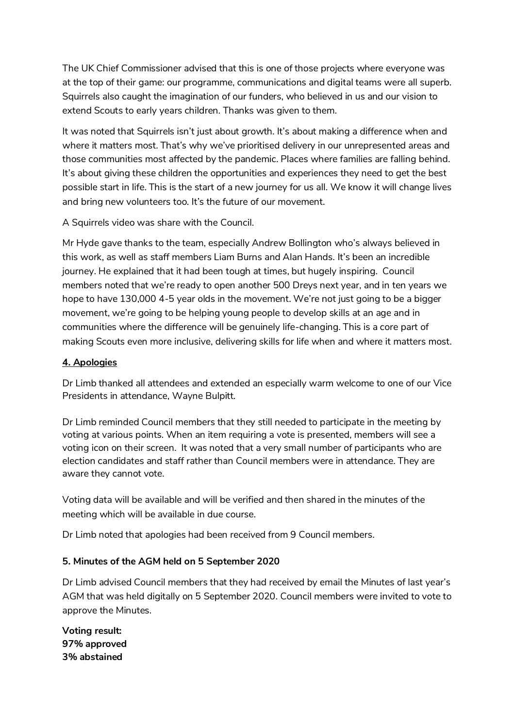The UK Chief Commissioner advised that this is one of those projects where everyone was at the top of their game: our programme, communications and digital teams were all superb. Squirrels also caught the imagination of our funders, who believed in us and our vision to extend Scouts to early years children. Thanks was given to them.

It was noted that Squirrels isn't just about growth. It's about making a difference when and where it matters most. That's why we've prioritised delivery in our unrepresented areas and those communities most affected by the pandemic. Places where families are falling behind. It's about giving these children the opportunities and experiences they need to get the best possible start in life. This is the start of a new journey for us all. We know it will change lives and bring new volunteers too. It's the future of our movement.

A Squirrels video was share with the Council.

Mr Hyde gave thanks to the team, especially Andrew Bollington who's always believed in this work, as well as staff members Liam Burns and Alan Hands. It's been an incredible journey. He explained that it had been tough at times, but hugely inspiring. Council members noted that we're ready to open another 500 Dreys next year, and in ten years we hope to have 130,000 4-5 year olds in the movement. We're not just going to be a bigger movement, we're going to be helping young people to develop skills at an age and in communities where the difference will be genuinely life-changing. This is a core part of making Scouts even more inclusive, delivering skills for life when and where it matters most.

**4. Apologies**

Dr Limb thanked all attendees and extended an especially warm welcome to one of our Vice Presidents in attendance, Wayne Bulpitt.

Dr Limb reminded Council members that they still needed to participate in the meeting by voting at various points. When an item requiring a vote is presented, members will see a voting icon on their screen. It was noted that a very small number of participants who are election candidates and staff rather than Council members were in attendance. They are aware they cannot vote.

Voting data will be available and will be verified and then shared in the minutes of the meeting which will be available in due course.

Dr Limb noted that apologies had been received from 9 Council members.

**5. Minutes of the AGM held on 5 September 2020**

Dr Limb advised Council members that they had received by email the Minutes of last year's AGM that was held digitally on 5 September 2020. Council members were invited to vote to approve the Minutes.

**Voting result:**
**97% approved**
**3% abstained**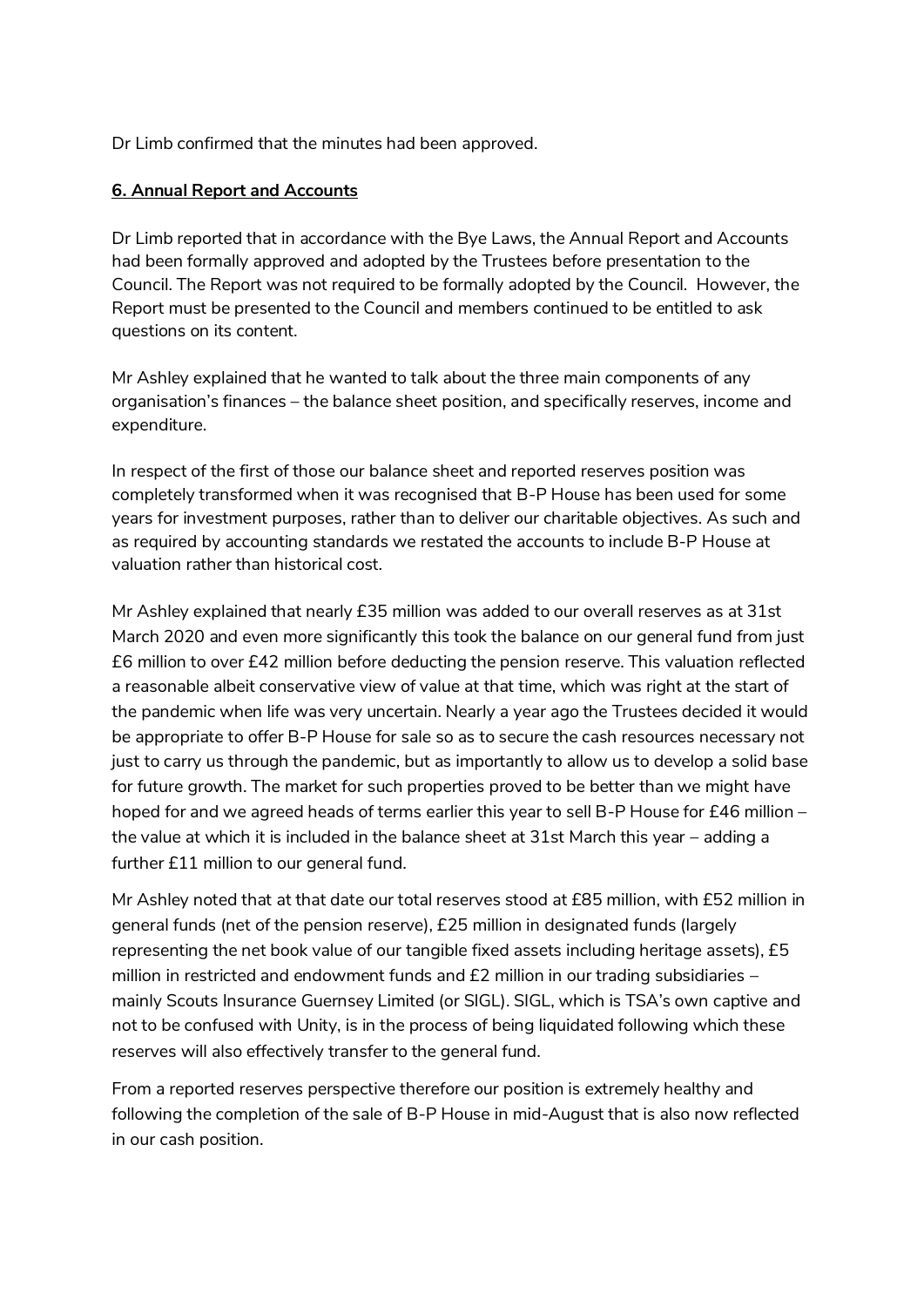Dr Limb confirmed that the minutes had been approved.

**6. Annual Report and Accounts**

Dr Limb reported that in accordance with the Bye Laws, the Annual Report and Accounts had been formally approved and adopted by the Trustees before presentation to the Council. The Report was not required to be formally adopted by the Council. However, the Report must be presented to the Council and members continued to be entitled to ask questions on its content.

Mr Ashley explained that he wanted to talk about the three main components of any organisation's finances – the balance sheet position, and specifically reserves, income and expenditure.

In respect of the first of those our balance sheet and reported reserves position was completely transformed when it was recognised that B-P House has been used for some years for investment purposes, rather than to deliver our charitable objectives. As such and as required by accounting standards we restated the accounts to include B-P House at valuation rather than historical cost.

Mr Ashley explained that nearly £35 million was added to our overall reserves as at 31st March 2020 and even more significantly this took the balance on our general fund from just £6 million to over £42 million before deducting the pension reserve. This valuation reflected a reasonable albeit conservative view of value at that time, which was right at the start of the pandemic when life was very uncertain. Nearly a year ago the Trustees decided it would be appropriate to offer B-P House for sale so as to secure the cash resources necessary not just to carry us through the pandemic, but as importantly to allow us to develop a solid base for future growth. The market for such properties proved to be better than we might have hoped for and we agreed heads of terms earlier this year to sell B-P House for £46 million – the value at which it is included in the balance sheet at 31st March this year – adding a further £11 million to our general fund.

Mr Ashley noted that at that date our total reserves stood at £85 million, with £52 million in general funds (net of the pension reserve), £25 million in designated funds (largely representing the net book value of our tangible fixed assets including heritage assets), £5 million in restricted and endowment funds and £2 million in our trading subsidiaries – mainly Scouts Insurance Guernsey Limited (or SIGL). SIGL, which is TSA's own captive and not to be confused with Unity, is in the process of being liquidated following which these reserves will also effectively transfer to the general fund.

From a reported reserves perspective therefore our position is extremely healthy and following the completion of the sale of B-P House in mid-August that is also now reflected in our cash position.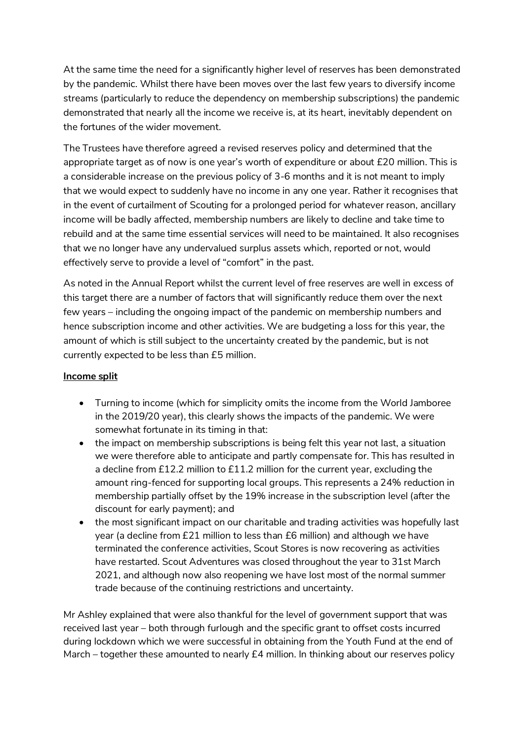At the same time the need for a significantly higher level of reserves has been demonstrated by the pandemic. Whilst there have been moves over the last few years to diversify income streams (particularly to reduce the dependency on membership subscriptions) the pandemic demonstrated that nearly all the income we receive is, at its heart, inevitably dependent on the fortunes of the wider movement.

The Trustees have therefore agreed a revised reserves policy and determined that the appropriate target as of now is one year's worth of expenditure or about £20 million. This is a considerable increase on the previous policy of 3-6 months and it is not meant to imply that we would expect to suddenly have no income in any one year. Rather it recognises that in the event of curtailment of Scouting for a prolonged period for whatever reason, ancillary income will be badly affected, membership numbers are likely to decline and take time to rebuild and at the same time essential services will need to be maintained. It also recognises that we no longer have any undervalued surplus assets which, reported or not, would effectively serve to provide a level of "comfort" in the past.

As noted in the Annual Report whilst the current level of free reserves are well in excess of this target there are a number of factors that will significantly reduce them over the next few years – including the ongoing impact of the pandemic on membership numbers and hence subscription income and other activities. We are budgeting a loss for this year, the amount of which is still subject to the uncertainty created by the pandemic, but is not currently expected to be less than £5 million.

**Income split**

- Turning to income (which for simplicity omits the income from the World Jamboree in the 2019/20 year), this clearly shows the impacts of the pandemic. We were somewhat fortunate in its timing in that:
- the impact on membership subscriptions is being felt this year not last, a situation we were therefore able to anticipate and partly compensate for. This has resulted in a decline from £12.2 million to £11.2 million for the current year, excluding the amount ring-fenced for supporting local groups. This represents a 24% reduction in membership partially offset by the 19% increase in the subscription level (after the discount for early payment); and
- the most significant impact on our charitable and trading activities was hopefully last year (a decline from £21 million to less than £6 million) and although we have terminated the conference activities, Scout Stores is now recovering as activities have restarted. Scout Adventures was closed throughout the year to 31st March 2021, and although now also reopening we have lost most of the normal summer trade because of the continuing restrictions and uncertainty.

Mr Ashley explained that were also thankful for the level of government support that was received last year – both through furlough and the specific grant to offset costs incurred during lockdown which we were successful in obtaining from the Youth Fund at the end of March – together these amounted to nearly £4 million. In thinking about our reserves policy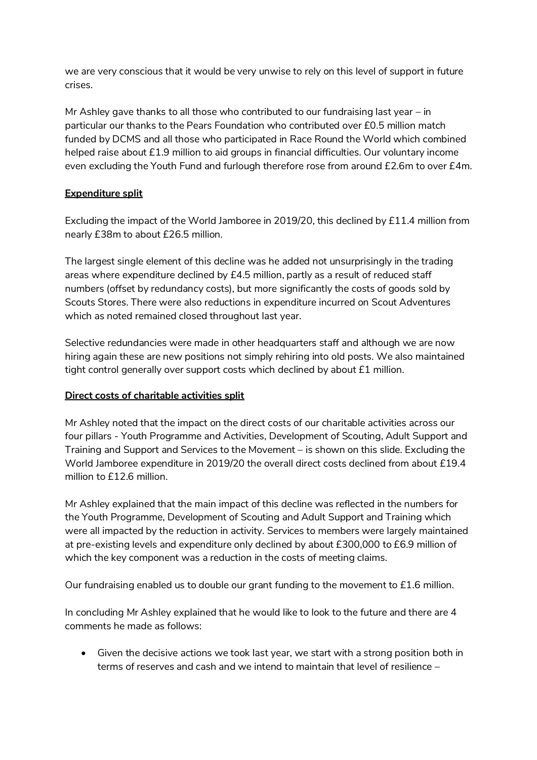we are very conscious that it would be very unwise to rely on this level of support in future crises.

Mr Ashley gave thanks to all those who contributed to our fundraising last year – in particular our thanks to the Pears Foundation who contributed over £0.5 million match funded by DCMS and all those who participated in Race Round the World which combined helped raise about £1.9 million to aid groups in financial difficulties. Our voluntary income even excluding the Youth Fund and furlough therefore rose from around £2.6m to over £4m.

**Expenditure split**

Excluding the impact of the World Jamboree in 2019/20, this declined by £11.4 million from nearly £38m to about £26.5 million.

The largest single element of this decline was he added not unsurprisingly in the trading areas where expenditure declined by £4.5 million, partly as a result of reduced staff numbers (offset by redundancy costs), but more significantly the costs of goods sold by Scouts Stores. There were also reductions in expenditure incurred on Scout Adventures which as noted remained closed throughout last year.

Selective redundancies were made in other headquarters staff and although we are now hiring again these are new positions not simply rehiring into old posts. We also maintained tight control generally over support costs which declined by about £1 million.

**Direct costs of charitable activities split**

Mr Ashley noted that the impact on the direct costs of our charitable activities across our four pillars - Youth Programme and Activities, Development of Scouting, Adult Support and Training and Support and Services to the Movement – is shown on this slide. Excluding the World Jamboree expenditure in 2019/20 the overall direct costs declined from about £19.4 million to £12.6 million.

Mr Ashley explained that the main impact of this decline was reflected in the numbers for the Youth Programme, Development of Scouting and Adult Support and Training which were all impacted by the reduction in activity. Services to members were largely maintained at pre-existing levels and expenditure only declined by about £300,000 to £6.9 million of which the key component was a reduction in the costs of meeting claims.

Our fundraising enabled us to double our grant funding to the movement to £1.6 million.

In concluding Mr Ashley explained that he would like to look to the future and there are 4 comments he made as follows:

- Given the decisive actions we took last year, we start with a strong position both in terms of reserves and cash and we intend to maintain that level of resilience –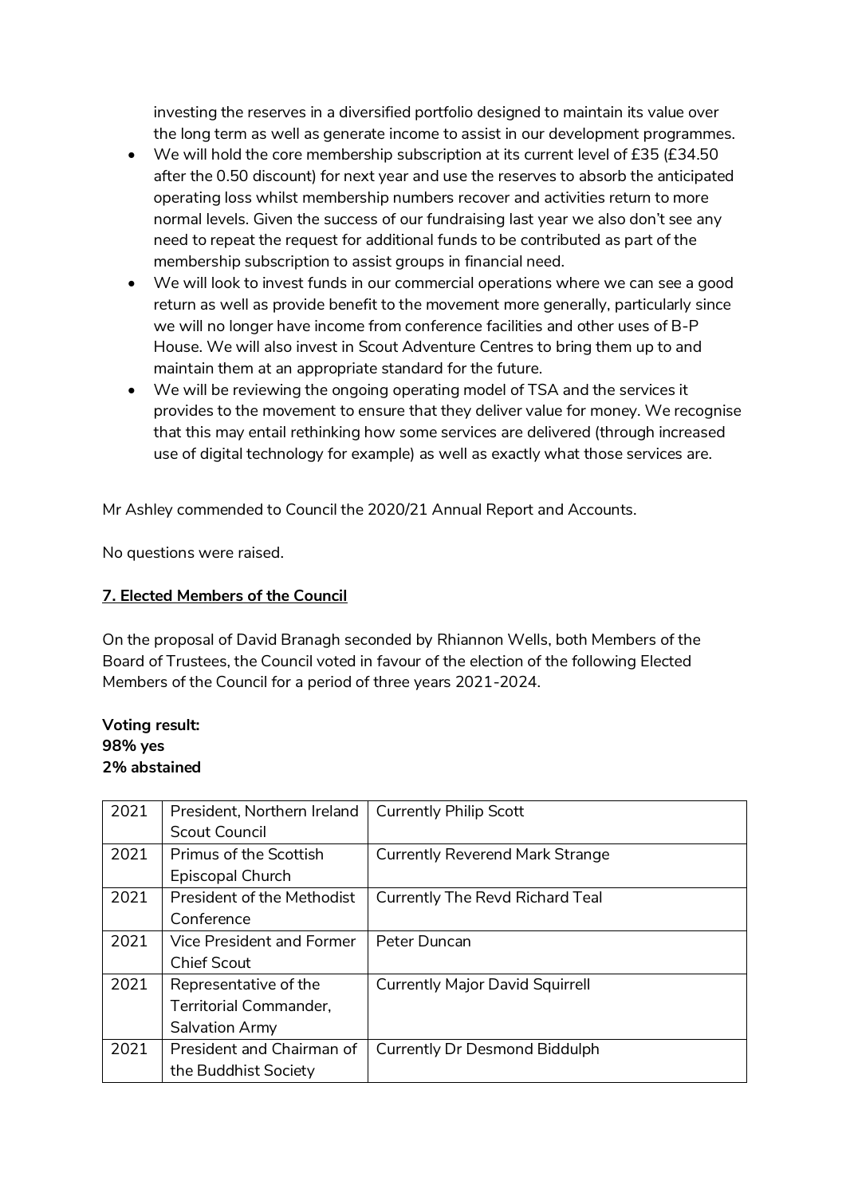investing the reserves in a diversified portfolio designed to maintain its value over the long term as well as generate income to assist in our development programmes.

- We will hold the core membership subscription at its current level of £35 (£34.50 after the 0.50 discount) for next year and use the reserves to absorb the anticipated operating loss whilst membership numbers recover and activities return to more normal levels. Given the success of our fundraising last year we also don't see any need to repeat the request for additional funds to be contributed as part of the membership subscription to assist groups in financial need.
- We will look to invest funds in our commercial operations where we can see a good return as well as provide benefit to the movement more generally, particularly since we will no longer have income from conference facilities and other uses of B-P House. We will also invest in Scout Adventure Centres to bring them up to and maintain them at an appropriate standard for the future.
- We will be reviewing the ongoing operating model of TSA and the services it provides to the movement to ensure that they deliver value for money. We recognise that this may entail rethinking how some services are delivered (through increased use of digital technology for example) as well as exactly what those services are.

Mr Ashley commended to Council the 2020/21 Annual Report and Accounts.

No questions were raised.

## 7. Elected Members of the Council

On the proposal of David Branagh seconded by Rhiannon Wells, both Members of the Board of Trustees, the Council voted in favour of the election of the following Elected Members of the Council for a period of three years 2021-2024.

**Voting result:**
**98% yes**
**2% abstained**

| | | |
|---|---|---|
| 2021 | President, Northern Ireland Scout Council | Currently Philip Scott |
| 2021 | Primus of the Scottish Episcopal Church | Currently Reverend Mark Strange |
| 2021 | President of the Methodist Conference | Currently The Revd Richard Teal |
| 2021 | Vice President and Former Chief Scout | Peter Duncan |
| 2021 | Representative of the Territorial Commander, Salvation Army | Currently Major David Squirrell |
| 2021 | President and Chairman of the Buddhist Society | Currently Dr Desmond Biddulph |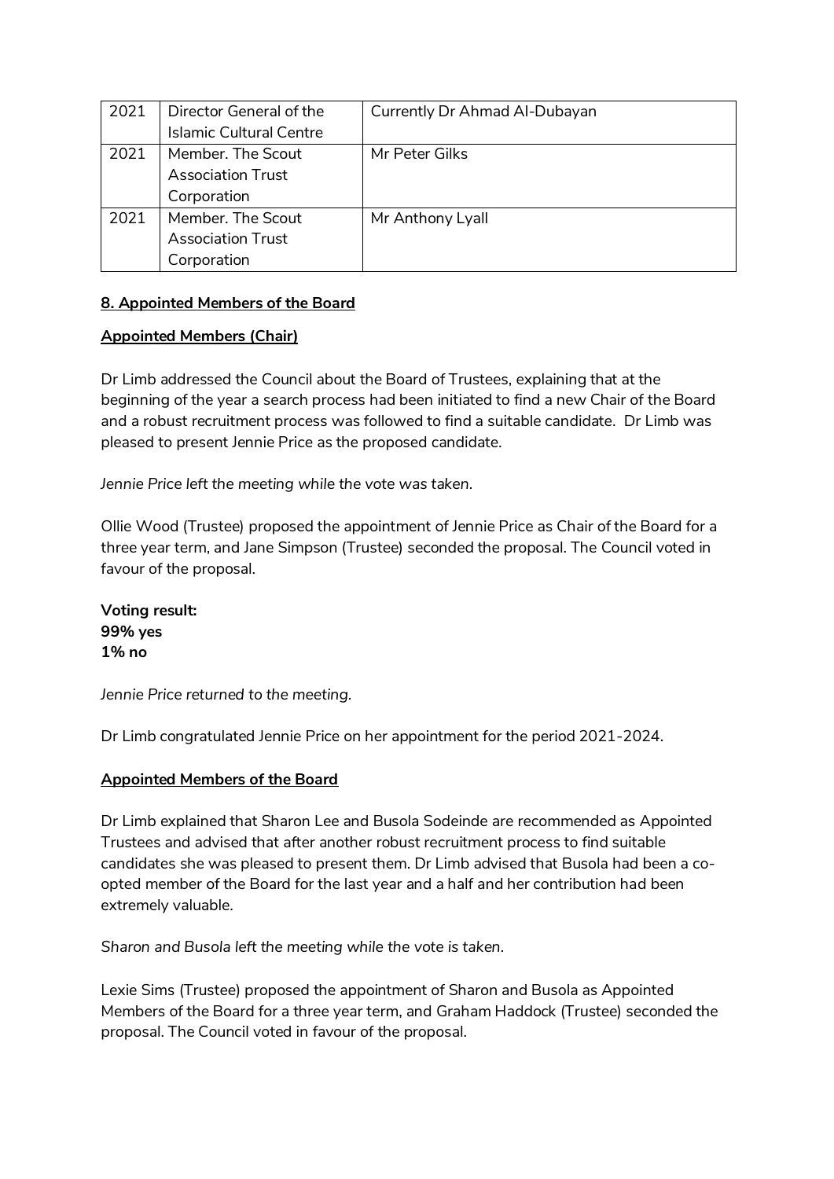| 2021 | Director General of the Islamic Cultural Centre | Currently Dr Ahmad Al-Dubayan |
|---|---|---|
| 2021 | Member. The Scout Association Trust Corporation | Mr Peter Gilks |
| 2021 | Member. The Scout Association Trust Corporation | Mr Anthony Lyall |

## 8. Appointed Members of the Board

### Appointed Members (Chair)

Dr Limb addressed the Council about the Board of Trustees, explaining that at the beginning of the year a search process had been initiated to find a new Chair of the Board and a robust recruitment process was followed to find a suitable candidate. Dr Limb was pleased to present Jennie Price as the proposed candidate.

*Jennie Price left the meeting while the vote was taken.*

Ollie Wood (Trustee) proposed the appointment of Jennie Price as Chair of the Board for a three year term, and Jane Simpson (Trustee) seconded the proposal. The Council voted in favour of the proposal.

**Voting result:**
**99% yes**
**1% no**

*Jennie Price returned to the meeting.*

Dr Limb congratulated Jennie Price on her appointment for the period 2021-2024.

### Appointed Members of the Board

Dr Limb explained that Sharon Lee and Busola Sodeinde are recommended as Appointed Trustees and advised that after another robust recruitment process to find suitable candidates she was pleased to present them. Dr Limb advised that Busola had been a co-opted member of the Board for the last year and a half and her contribution had been extremely valuable.

*Sharon and Busola left the meeting while the vote is taken.*

Lexie Sims (Trustee) proposed the appointment of Sharon and Busola as Appointed Members of the Board for a three year term, and Graham Haddock (Trustee) seconded the proposal. The Council voted in favour of the proposal.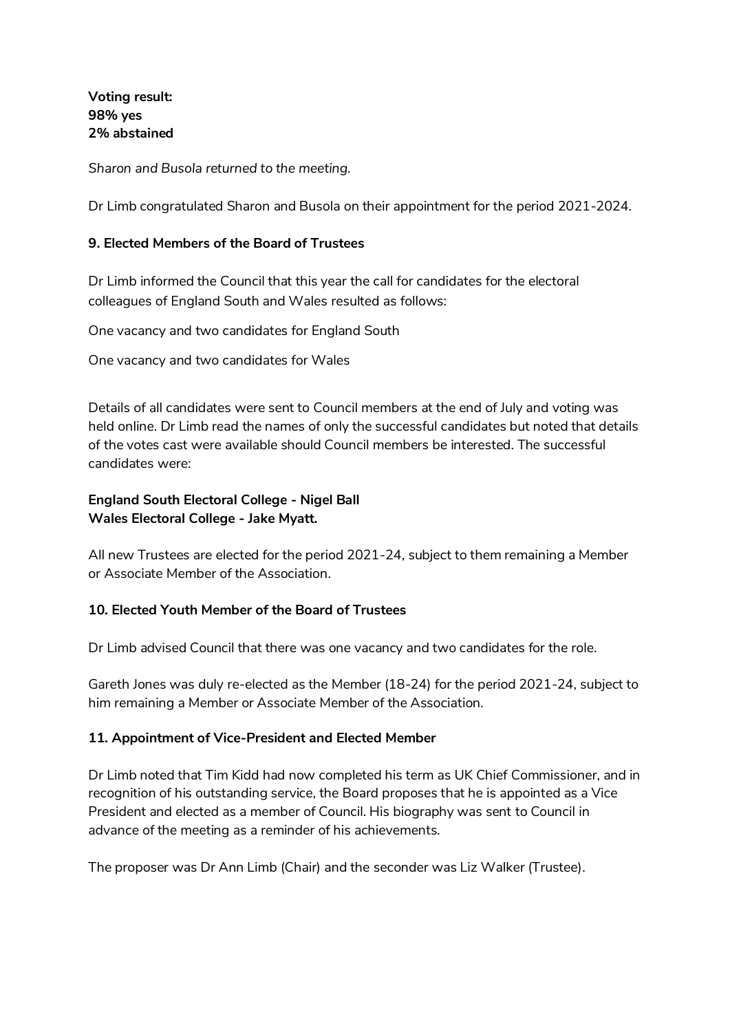**Voting result:**
**98% yes**
**2% abstained**

*Sharon and Busola returned to the meeting.*

Dr Limb congratulated Sharon and Busola on their appointment for the period 2021-2024.

### 9. Elected Members of the Board of Trustees

Dr Limb informed the Council that this year the call for candidates for the electoral colleagues of England South and Wales resulted as follows:

One vacancy and two candidates for England South

One vacancy and two candidates for Wales

Details of all candidates were sent to Council members at the end of July and voting was held online. Dr Limb read the names of only the successful candidates but noted that details of the votes cast were available should Council members be interested. The successful candidates were:

**England South Electoral College - Nigel Ball**
**Wales Electoral College - Jake Myatt.**

All new Trustees are elected for the period 2021-24, subject to them remaining a Member or Associate Member of the Association.

### 10. Elected Youth Member of the Board of Trustees

Dr Limb advised Council that there was one vacancy and two candidates for the role.

Gareth Jones was duly re-elected as the Member (18-24) for the period 2021-24, subject to him remaining a Member or Associate Member of the Association.

### 11. Appointment of Vice-President and Elected Member

Dr Limb noted that Tim Kidd had now completed his term as UK Chief Commissioner, and in recognition of his outstanding service, the Board proposes that he is appointed as a Vice President and elected as a member of Council. His biography was sent to Council in advance of the meeting as a reminder of his achievements.

The proposer was Dr Ann Limb (Chair) and the seconder was Liz Walker (Trustee).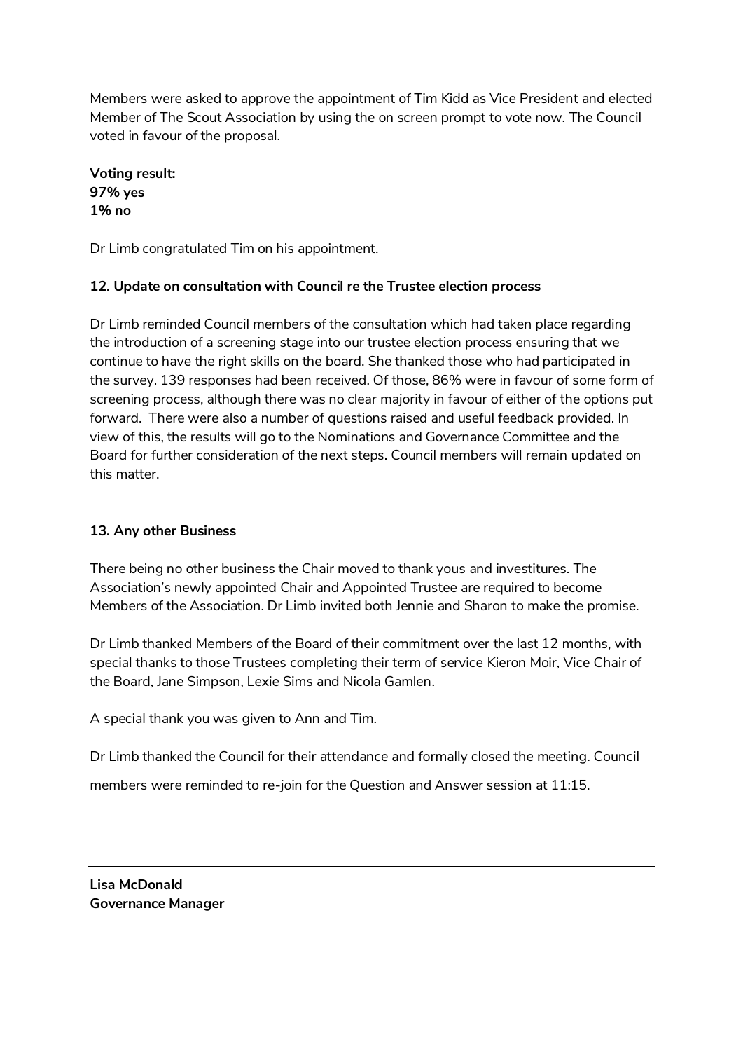Members were asked to approve the appointment of Tim Kidd as Vice President and elected Member of The Scout Association by using the on screen prompt to vote now. The Council voted in favour of the proposal.

**Voting result:**
**97% yes**
**1% no**

Dr Limb congratulated Tim on his appointment.

**12. Update on consultation with Council re the Trustee election process**

Dr Limb reminded Council members of the consultation which had taken place regarding the introduction of a screening stage into our trustee election process ensuring that we continue to have the right skills on the board. She thanked those who had participated in the survey. 139 responses had been received. Of those, 86% were in favour of some form of screening process, although there was no clear majority in favour of either of the options put forward. There were also a number of questions raised and useful feedback provided. In view of this, the results will go to the Nominations and Governance Committee and the Board for further consideration of the next steps. Council members will remain updated on this matter.

**13. Any other Business**

There being no other business the Chair moved to thank yous and investitures. The Association's newly appointed Chair and Appointed Trustee are required to become Members of the Association. Dr Limb invited both Jennie and Sharon to make the promise.

Dr Limb thanked Members of the Board of their commitment over the last 12 months, with special thanks to those Trustees completing their term of service Kieron Moir, Vice Chair of the Board, Jane Simpson, Lexie Sims and Nicola Gamlen.

A special thank you was given to Ann and Tim.

Dr Limb thanked the Council for their attendance and formally closed the meeting. Council members were reminded to re-join for the Question and Answer session at 11:15.

---

**Lisa McDonald**
**Governance Manager**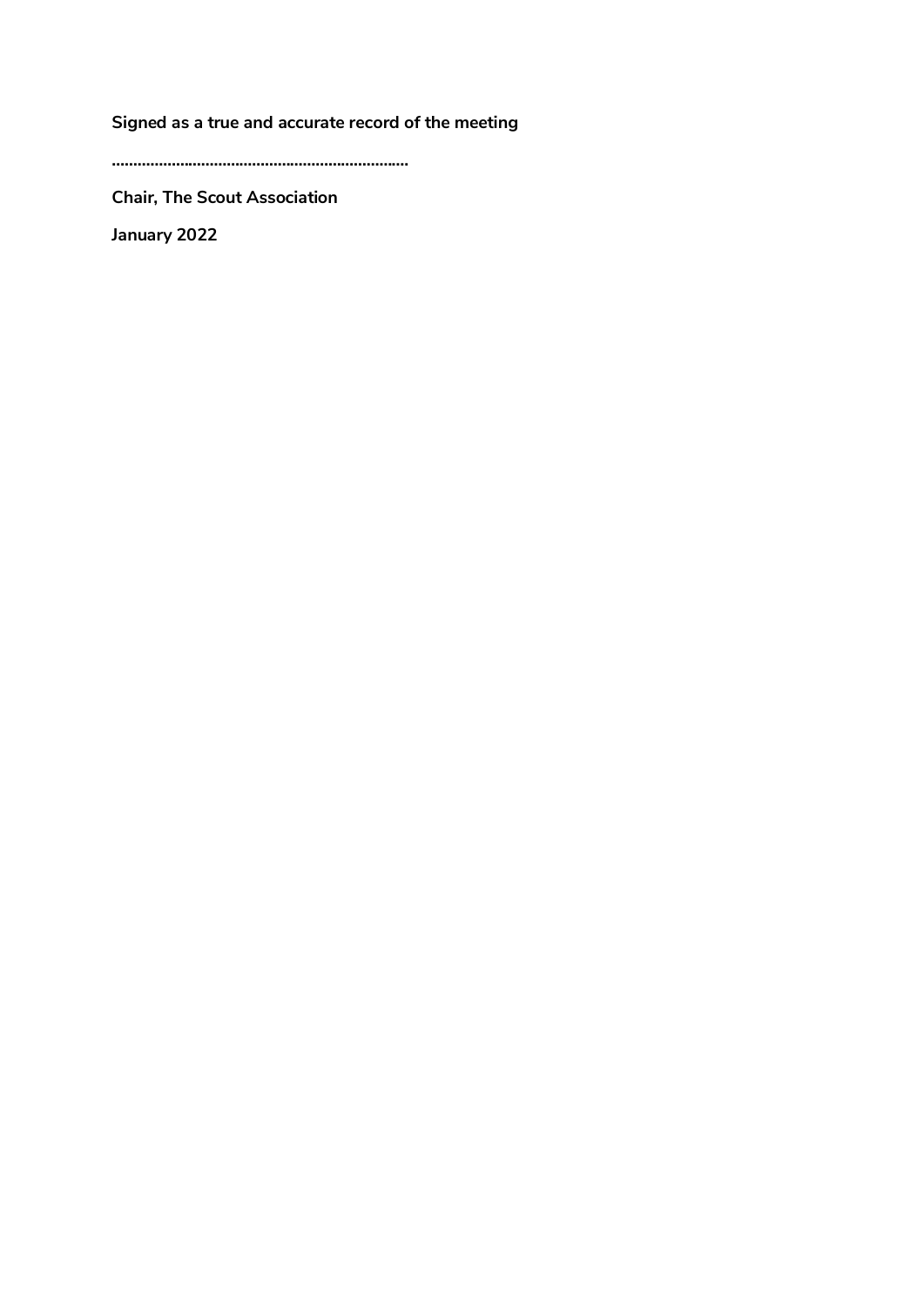**Signed as a true and accurate record of the meeting**

**…………………………………………………………**

**Chair, The Scout Association**

**January 2022**